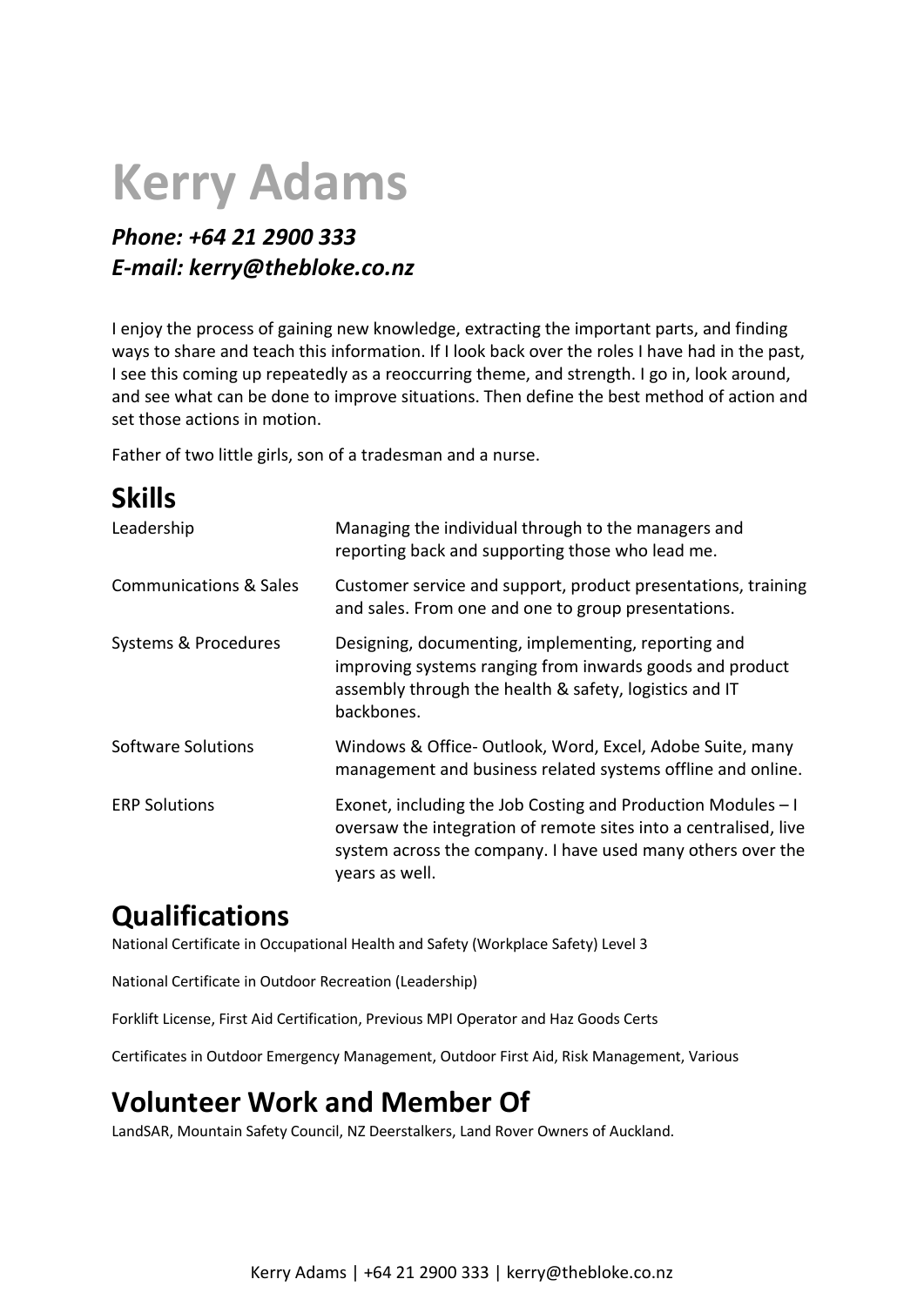# Kerry Adams

***Phone: +64 21 2900 333***
***E-mail: kerry@thebloke.co.nz***

I enjoy the process of gaining new knowledge, extracting the important parts, and finding ways to share and teach this information. If I look back over the roles I have had in the past, I see this coming up repeatedly as a reoccurring theme, and strength. I go in, look around, and see what can be done to improve situations. Then define the best method of action and set those actions in motion.

Father of two little girls, son of a tradesman and a nurse.

## Skills

| | |
|---|---|
| Leadership | Managing the individual through to the managers and reporting back and supporting those who lead me. |
| Communications & Sales | Customer service and support, product presentations, training and sales. From one and one to group presentations. |
| Systems & Procedures | Designing, documenting, implementing, reporting and improving systems ranging from inwards goods and product assembly through the health & safety, logistics and IT backbones. |
| Software Solutions | Windows & Office- Outlook, Word, Excel, Adobe Suite, many management and business related systems offline and online. |
| ERP Solutions | Exonet, including the Job Costing and Production Modules – I oversaw the integration of remote sites into a centralised, live system across the company. I have used many others over the years as well. |

## Qualifications

National Certificate in Occupational Health and Safety (Workplace Safety) Level 3

National Certificate in Outdoor Recreation (Leadership)

Forklift License, First Aid Certification, Previous MPI Operator and Haz Goods Certs

Certificates in Outdoor Emergency Management, Outdoor First Aid, Risk Management, Various

## Volunteer Work and Member Of

LandSAR, Mountain Safety Council, NZ Deerstalkers, Land Rover Owners of Auckland.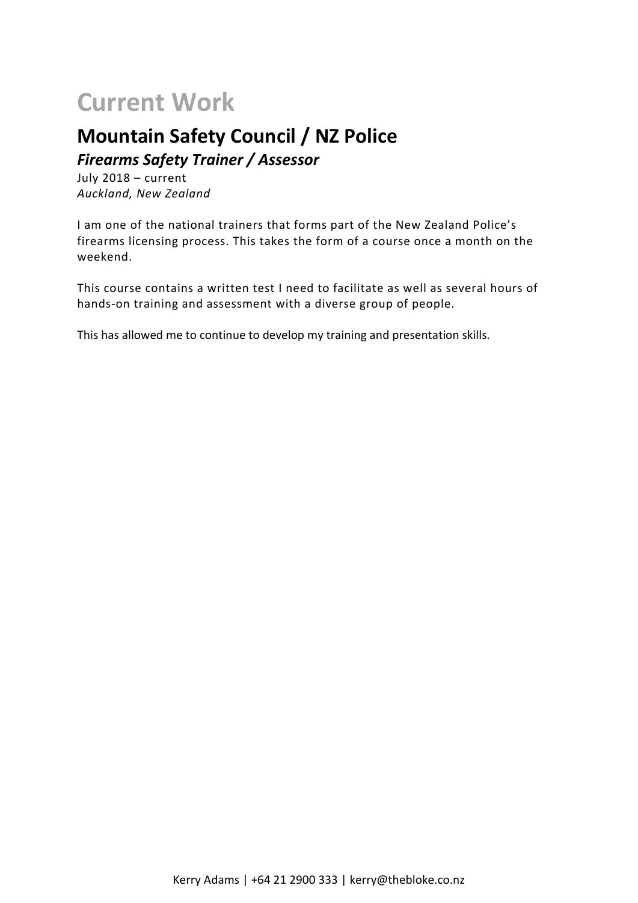# Current Work

## Mountain Safety Council / NZ Police

### *Firearms Safety Trainer / Assessor*

July 2018 – current
*Auckland, New Zealand*

I am one of the national trainers that forms part of the New Zealand Police's firearms licensing process. This takes the form of a course once a month on the weekend.

This course contains a written test I need to facilitate as well as several hours of hands-on training and assessment with a diverse group of people.

This has allowed me to continue to develop my training and presentation skills.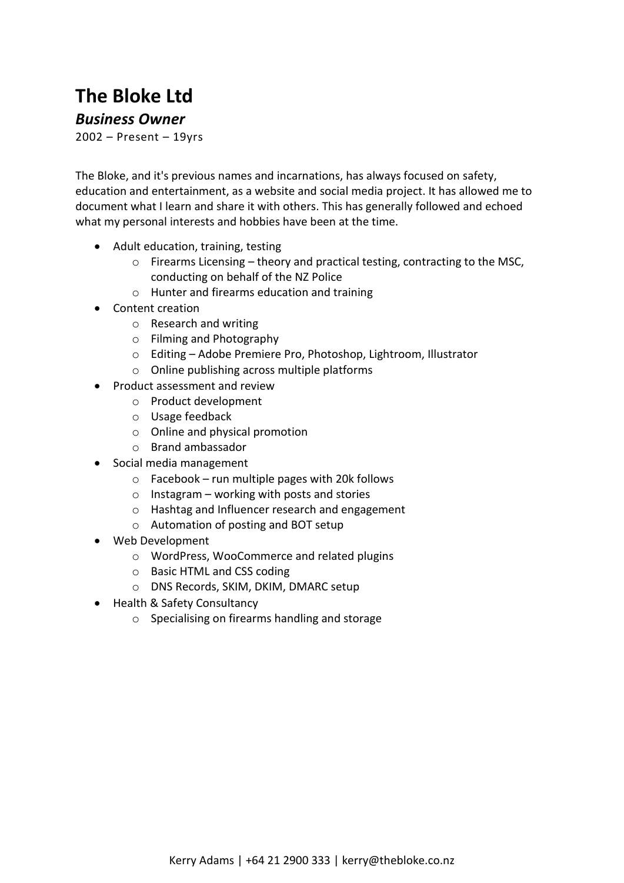# The Bloke Ltd

***Business Owner***

2002 – Present – 19yrs

The Bloke, and it's previous names and incarnations, has always focused on safety, education and entertainment, as a website and social media project. It has allowed me to document what I learn and share it with others. This has generally followed and echoed what my personal interests and hobbies have been at the time.

- Adult education, training, testing
  - Firearms Licensing – theory and practical testing, contracting to the MSC, conducting on behalf of the NZ Police
  - Hunter and firearms education and training
- Content creation
  - Research and writing
  - Filming and Photography
  - Editing – Adobe Premiere Pro, Photoshop, Lightroom, Illustrator
  - Online publishing across multiple platforms
- Product assessment and review
  - Product development
  - Usage feedback
  - Online and physical promotion
  - Brand ambassador
- Social media management
  - Facebook – run multiple pages with 20k follows
  - Instagram – working with posts and stories
  - Hashtag and Influencer research and engagement
  - Automation of posting and BOT setup
- Web Development
  - WordPress, WooCommerce and related plugins
  - Basic HTML and CSS coding
  - DNS Records, SKIM, DKIM, DMARC setup
- Health & Safety Consultancy
  - Specialising on firearms handling and storage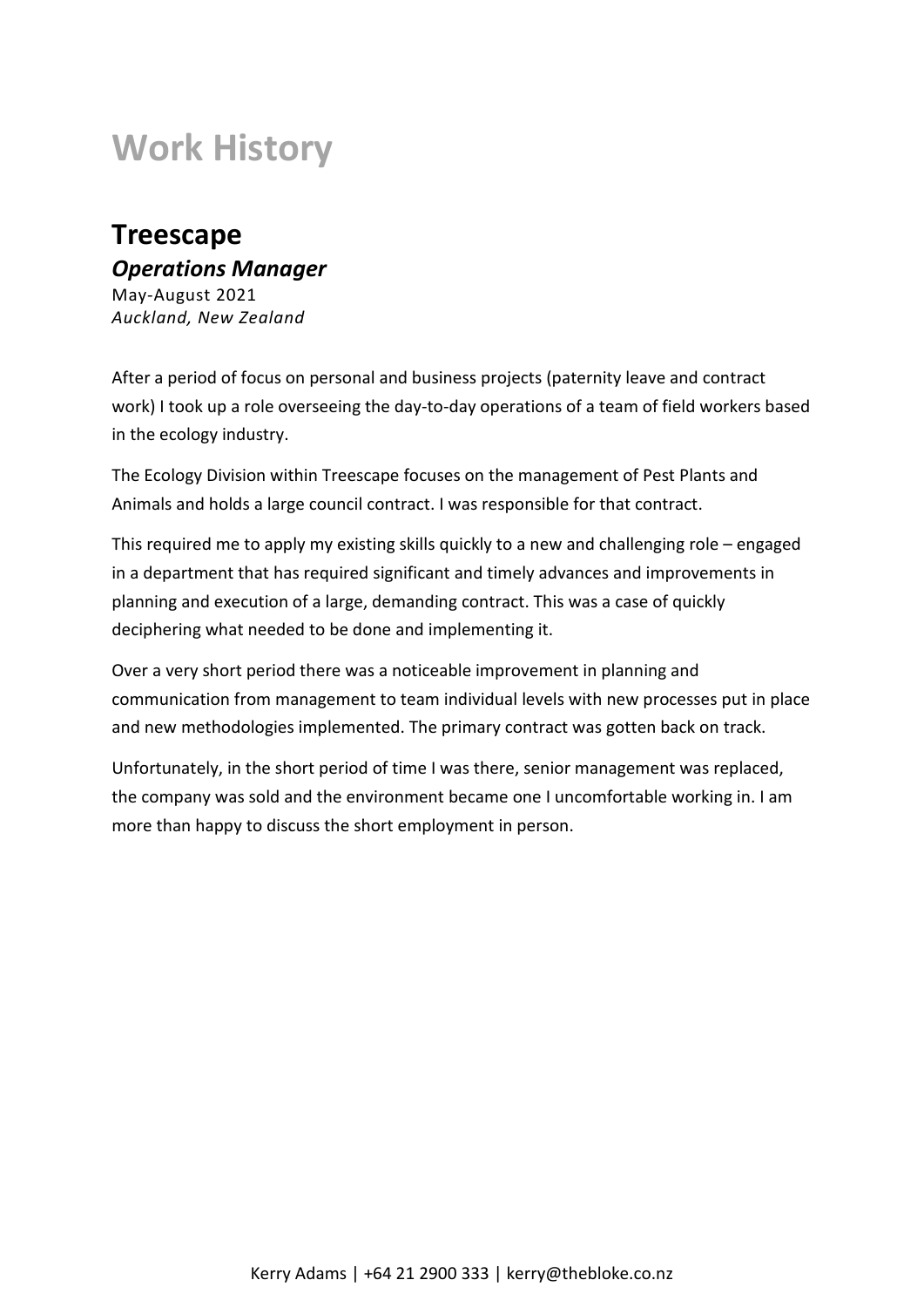# Work History

## Treescape

### *Operations Manager*

May-August 2021
*Auckland, New Zealand*

After a period of focus on personal and business projects (paternity leave and contract work) I took up a role overseeing the day-to-day operations of a team of field workers based in the ecology industry.

The Ecology Division within Treescape focuses on the management of Pest Plants and Animals and holds a large council contract. I was responsible for that contract.

This required me to apply my existing skills quickly to a new and challenging role – engaged in a department that has required significant and timely advances and improvements in planning and execution of a large, demanding contract. This was a case of quickly deciphering what needed to be done and implementing it.

Over a very short period there was a noticeable improvement in planning and communication from management to team individual levels with new processes put in place and new methodologies implemented. The primary contract was gotten back on track.

Unfortunately, in the short period of time I was there, senior management was replaced, the company was sold and the environment became one I uncomfortable working in. I am more than happy to discuss the short employment in person.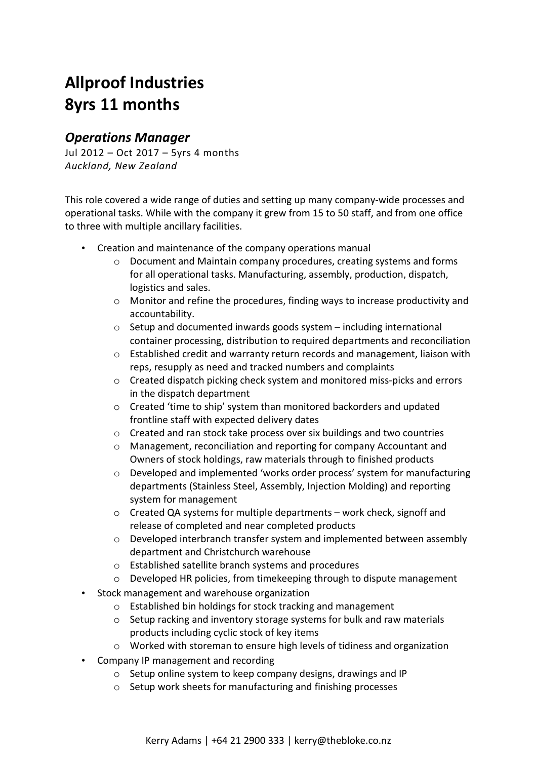# Allproof Industries
# 8yrs 11 months

## *Operations Manager*

Jul 2012 – Oct 2017 – 5yrs 4 months
*Auckland, New Zealand*

This role covered a wide range of duties and setting up many company-wide processes and operational tasks. While with the company it grew from 15 to 50 staff, and from one office to three with multiple ancillary facilities.

- Creation and maintenance of the company operations manual
  - Document and Maintain company procedures, creating systems and forms for all operational tasks. Manufacturing, assembly, production, dispatch, logistics and sales.
  - Monitor and refine the procedures, finding ways to increase productivity and accountability.
  - Setup and documented inwards goods system – including international container processing, distribution to required departments and reconciliation
  - Established credit and warranty return records and management, liaison with reps, resupply as need and tracked numbers and complaints
  - Created dispatch picking check system and monitored miss-picks and errors in the dispatch department
  - Created 'time to ship' system than monitored backorders and updated frontline staff with expected delivery dates
  - Created and ran stock take process over six buildings and two countries
  - Management, reconciliation and reporting for company Accountant and Owners of stock holdings, raw materials through to finished products
  - Developed and implemented 'works order process' system for manufacturing departments (Stainless Steel, Assembly, Injection Molding) and reporting system for management
  - Created QA systems for multiple departments – work check, signoff and release of completed and near completed products
  - Developed interbranch transfer system and implemented between assembly department and Christchurch warehouse
  - Established satellite branch systems and procedures
  - Developed HR policies, from timekeeping through to dispute management
- Stock management and warehouse organization
  - Established bin holdings for stock tracking and management
  - Setup racking and inventory storage systems for bulk and raw materials products including cyclic stock of key items
  - Worked with storeman to ensure high levels of tidiness and organization
- Company IP management and recording
  - Setup online system to keep company designs, drawings and IP
  - Setup work sheets for manufacturing and finishing processes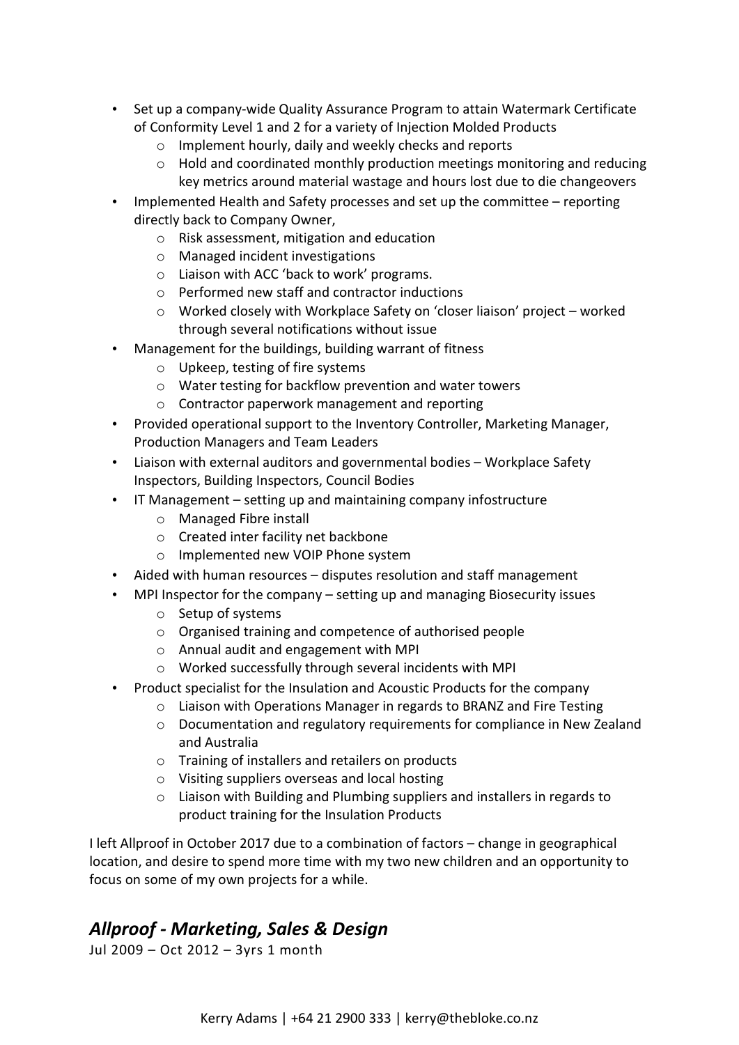- Set up a company-wide Quality Assurance Program to attain Watermark Certificate of Conformity Level 1 and 2 for a variety of Injection Molded Products
  - Implement hourly, daily and weekly checks and reports
  - Hold and coordinated monthly production meetings monitoring and reducing key metrics around material wastage and hours lost due to die changeovers
- Implemented Health and Safety processes and set up the committee – reporting directly back to Company Owner,
  - Risk assessment, mitigation and education
  - Managed incident investigations
  - Liaison with ACC 'back to work' programs.
  - Performed new staff and contractor inductions
  - Worked closely with Workplace Safety on 'closer liaison' project – worked through several notifications without issue
- Management for the buildings, building warrant of fitness
  - Upkeep, testing of fire systems
  - Water testing for backflow prevention and water towers
  - Contractor paperwork management and reporting
- Provided operational support to the Inventory Controller, Marketing Manager, Production Managers and Team Leaders
- Liaison with external auditors and governmental bodies – Workplace Safety Inspectors, Building Inspectors, Council Bodies
- IT Management – setting up and maintaining company infostructure
  - Managed Fibre install
  - Created inter facility net backbone
  - Implemented new VOIP Phone system
- Aided with human resources – disputes resolution and staff management
- MPI Inspector for the company – setting up and managing Biosecurity issues
  - Setup of systems
  - Organised training and competence of authorised people
  - Annual audit and engagement with MPI
  - Worked successfully through several incidents with MPI
- Product specialist for the Insulation and Acoustic Products for the company
  - Liaison with Operations Manager in regards to BRANZ and Fire Testing
  - Documentation and regulatory requirements for compliance in New Zealand and Australia
  - Training of installers and retailers on products
  - Visiting suppliers overseas and local hosting
  - Liaison with Building and Plumbing suppliers and installers in regards to product training for the Insulation Products

I left Allproof in October 2017 due to a combination of factors – change in geographical location, and desire to spend more time with my two new children and an opportunity to focus on some of my own projects for a while.

## *Allproof - Marketing, Sales & Design*

Jul 2009 – Oct 2012 – 3yrs 1 month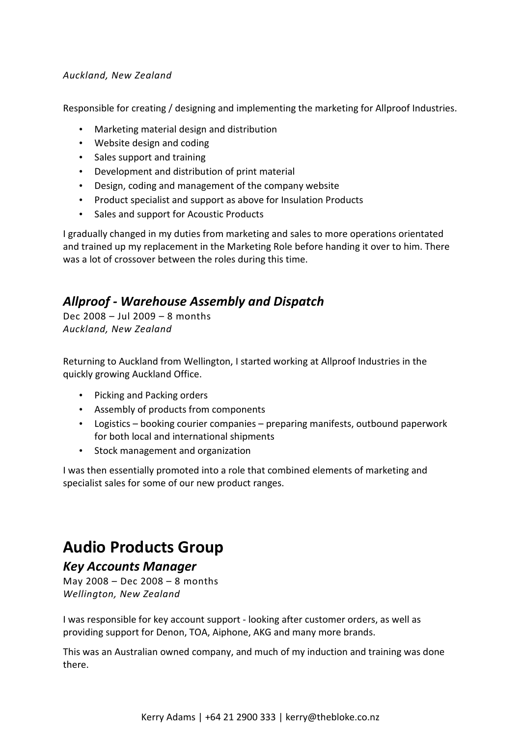*Auckland, New Zealand*

Responsible for creating / designing and implementing the marketing for Allproof Industries.

- Marketing material design and distribution
- Website design and coding
- Sales support and training
- Development and distribution of print material
- Design, coding and management of the company website
- Product specialist and support as above for Insulation Products
- Sales and support for Acoustic Products

I gradually changed in my duties from marketing and sales to more operations orientated and trained up my replacement in the Marketing Role before handing it over to him. There was a lot of crossover between the roles during this time.

### *Allproof - Warehouse Assembly and Dispatch*

Dec 2008 – Jul 2009 – 8 months
*Auckland, New Zealand*

Returning to Auckland from Wellington, I started working at Allproof Industries in the quickly growing Auckland Office.

- Picking and Packing orders
- Assembly of products from components
- Logistics – booking courier companies – preparing manifests, outbound paperwork for both local and international shipments
- Stock management and organization

I was then essentially promoted into a role that combined elements of marketing and specialist sales for some of our new product ranges.

## Audio Products Group

### *Key Accounts Manager*

May 2008 – Dec 2008 – 8 months
*Wellington, New Zealand*

I was responsible for key account support - looking after customer orders, as well as providing support for Denon, TOA, Aiphone, AKG and many more brands.

This was an Australian owned company, and much of my induction and training was done there.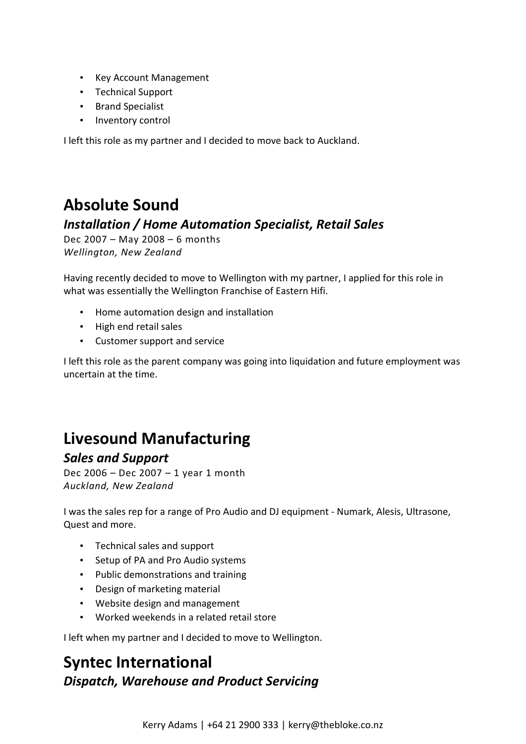- Key Account Management
- Technical Support
- Brand Specialist
- Inventory control

I left this role as my partner and I decided to move back to Auckland.

# Absolute Sound

## *Installation / Home Automation Specialist, Retail Sales*

Dec 2007 – May 2008 – 6 months
*Wellington, New Zealand*

Having recently decided to move to Wellington with my partner, I applied for this role in what was essentially the Wellington Franchise of Eastern Hifi.

- Home automation design and installation
- High end retail sales
- Customer support and service

I left this role as the parent company was going into liquidation and future employment was uncertain at the time.

# Livesound Manufacturing

## *Sales and Support*

Dec 2006 – Dec 2007 – 1 year 1 month
*Auckland, New Zealand*

I was the sales rep for a range of Pro Audio and DJ equipment - Numark, Alesis, Ultrasone, Quest and more.

- Technical sales and support
- Setup of PA and Pro Audio systems
- Public demonstrations and training
- Design of marketing material
- Website design and management
- Worked weekends in a related retail store

I left when my partner and I decided to move to Wellington.

# Syntec International

## *Dispatch, Warehouse and Product Servicing*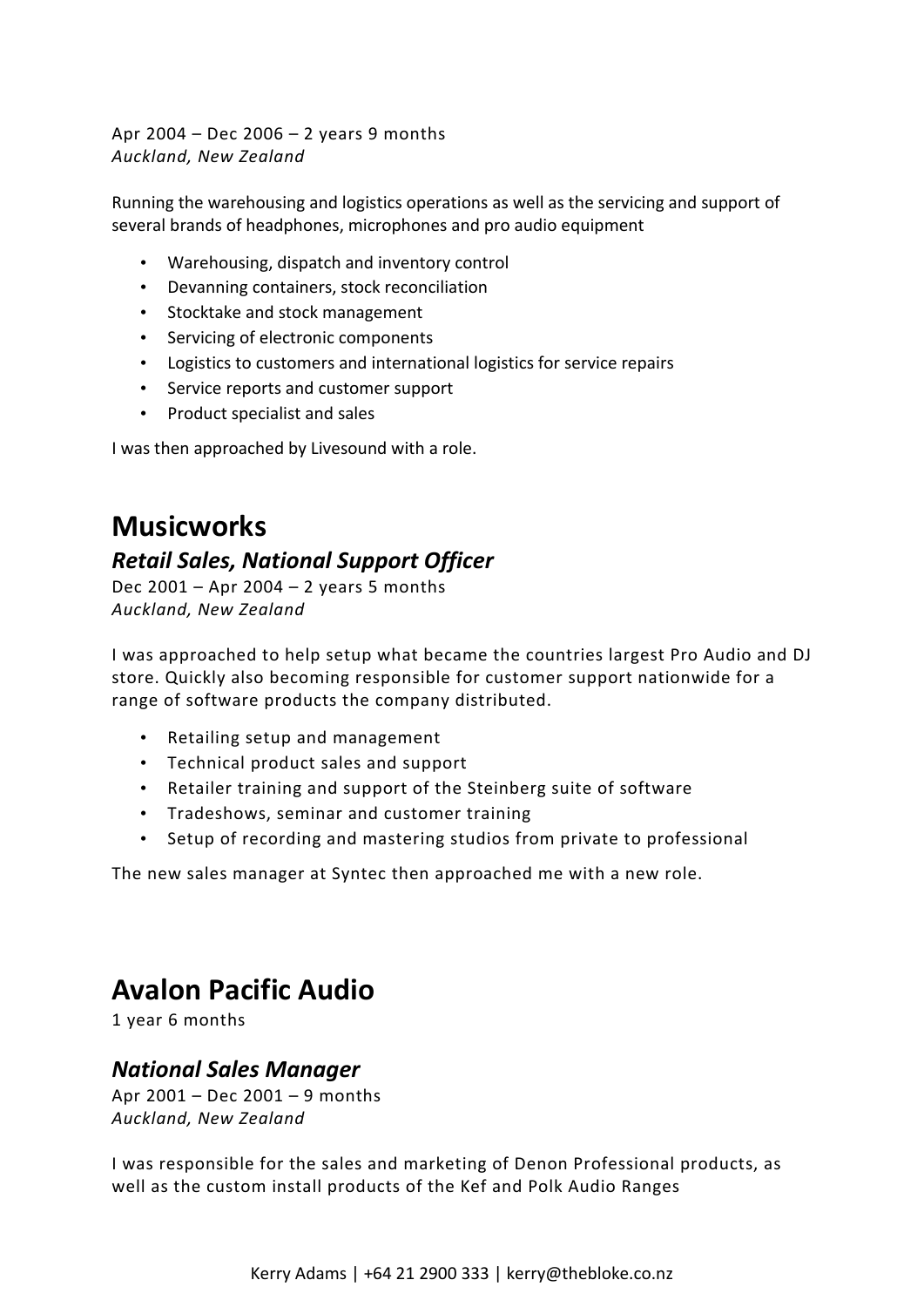Apr 2004 – Dec 2006 – 2 years 9 months
*Auckland, New Zealand*

Running the warehousing and logistics operations as well as the servicing and support of several brands of headphones, microphones and pro audio equipment

- Warehousing, dispatch and inventory control
- Devanning containers, stock reconciliation
- Stocktake and stock management
- Servicing of electronic components
- Logistics to customers and international logistics for service repairs
- Service reports and customer support
- Product specialist and sales

I was then approached by Livesound with a role.

## Musicworks

### *Retail Sales, National Support Officer*

Dec 2001 – Apr 2004 – 2 years 5 months
*Auckland, New Zealand*

I was approached to help setup what became the countries largest Pro Audio and DJ store. Quickly also becoming responsible for customer support nationwide for a range of software products the company distributed.

- Retailing setup and management
- Technical product sales and support
- Retailer training and support of the Steinberg suite of software
- Tradeshows, seminar and customer training
- Setup of recording and mastering studios from private to professional

The new sales manager at Syntec then approached me with a new role.

## Avalon Pacific Audio

1 year 6 months

### *National Sales Manager*

Apr 2001 – Dec 2001 – 9 months
*Auckland, New Zealand*

I was responsible for the sales and marketing of Denon Professional products, as well as the custom install products of the Kef and Polk Audio Ranges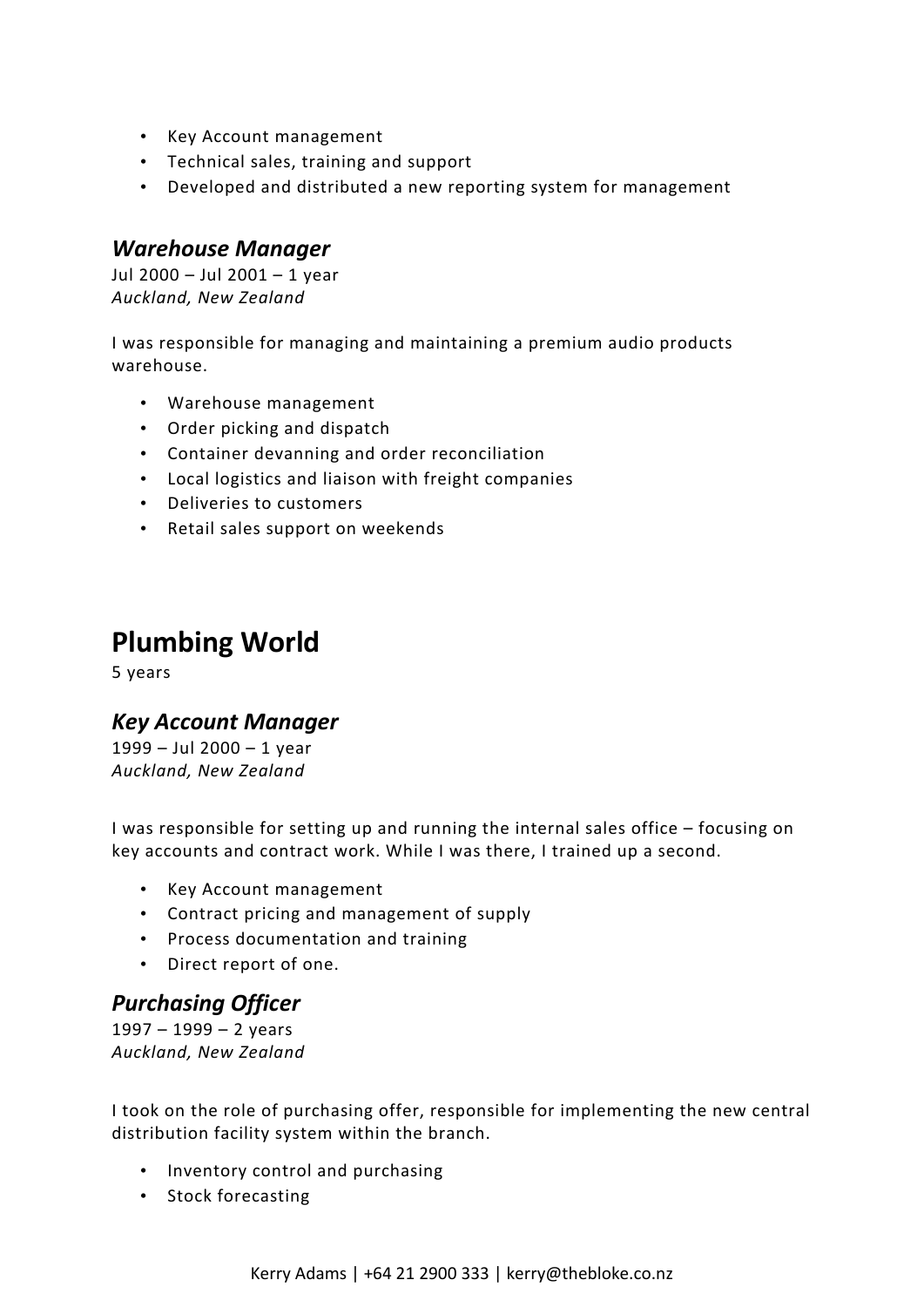- Key Account management
- Technical sales, training and support
- Developed and distributed a new reporting system for management

### *Warehouse Manager*

Jul 2000 – Jul 2001 – 1 year
*Auckland, New Zealand*

I was responsible for managing and maintaining a premium audio products warehouse.

- Warehouse management
- Order picking and dispatch
- Container devanning and order reconciliation
- Local logistics and liaison with freight companies
- Deliveries to customers
- Retail sales support on weekends

## Plumbing World

5 years

### *Key Account Manager*

1999 – Jul 2000 – 1 year
*Auckland, New Zealand*

I was responsible for setting up and running the internal sales office – focusing on key accounts and contract work. While I was there, I trained up a second.

- Key Account management
- Contract pricing and management of supply
- Process documentation and training
- Direct report of one.

### *Purchasing Officer*

1997 – 1999 – 2 years
*Auckland, New Zealand*

I took on the role of purchasing offer, responsible for implementing the new central distribution facility system within the branch.

- Inventory control and purchasing
- Stock forecasting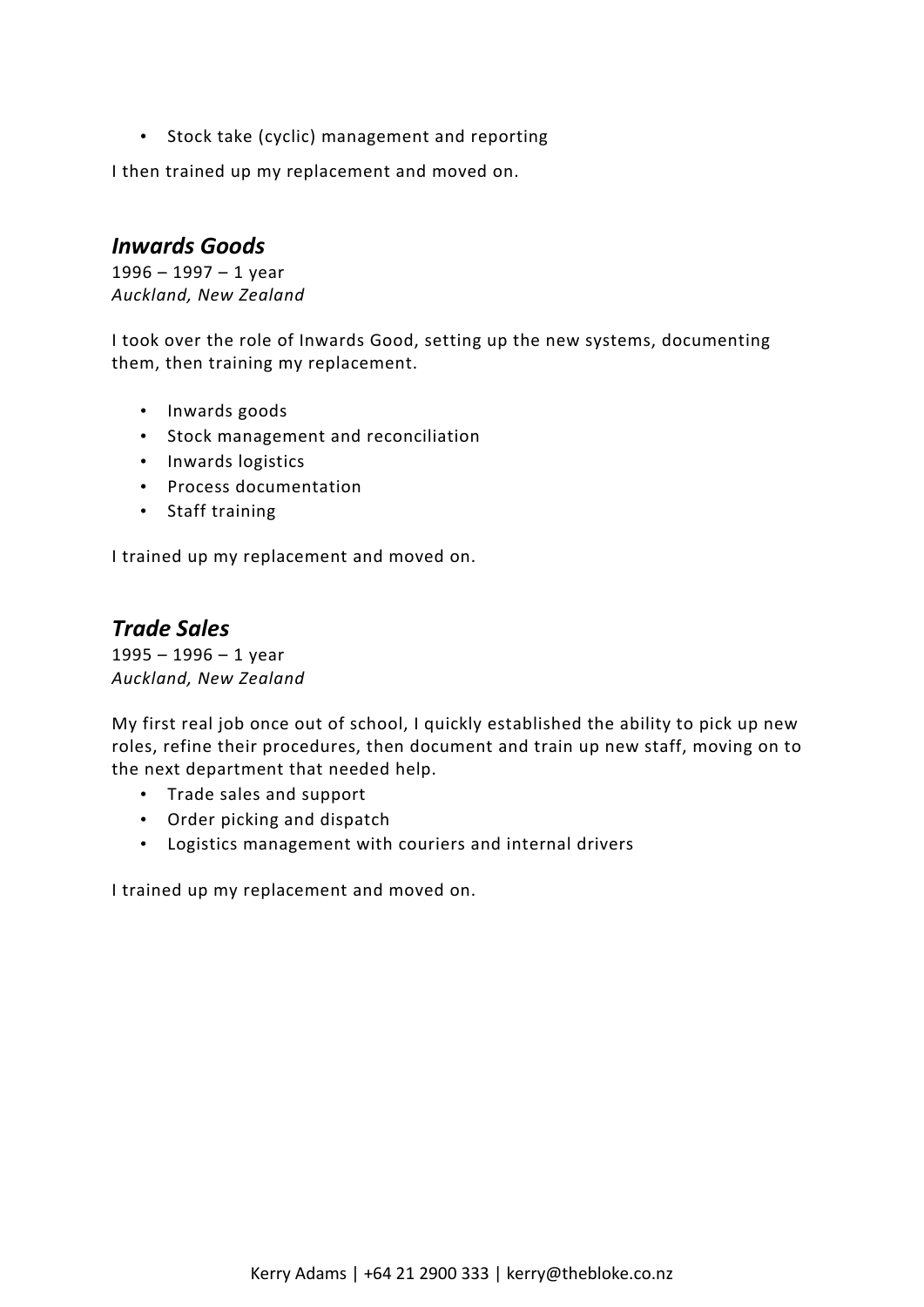- Stock take (cyclic) management and reporting

I then trained up my replacement and moved on.

### *Inwards Goods*

1996 – 1997 – 1 year
*Auckland, New Zealand*

I took over the role of Inwards Good, setting up the new systems, documenting them, then training my replacement.

- Inwards goods
- Stock management and reconciliation
- Inwards logistics
- Process documentation
- Staff training

I trained up my replacement and moved on.

### *Trade Sales*

1995 – 1996 – 1 year
*Auckland, New Zealand*

My first real job once out of school, I quickly established the ability to pick up new roles, refine their procedures, then document and train up new staff, moving on to the next department that needed help.

- Trade sales and support
- Order picking and dispatch
- Logistics management with couriers and internal drivers

I trained up my replacement and moved on.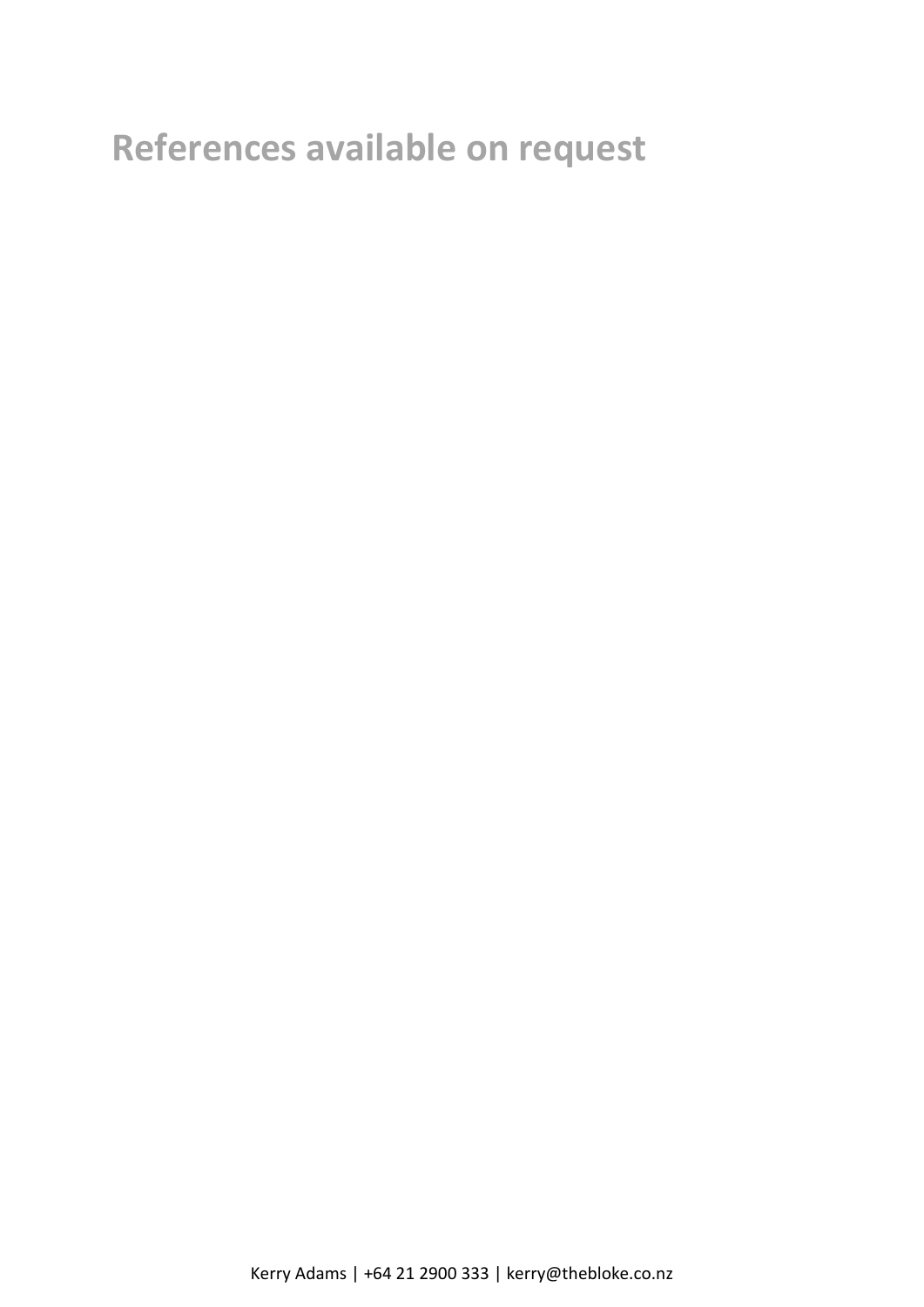# References available on request